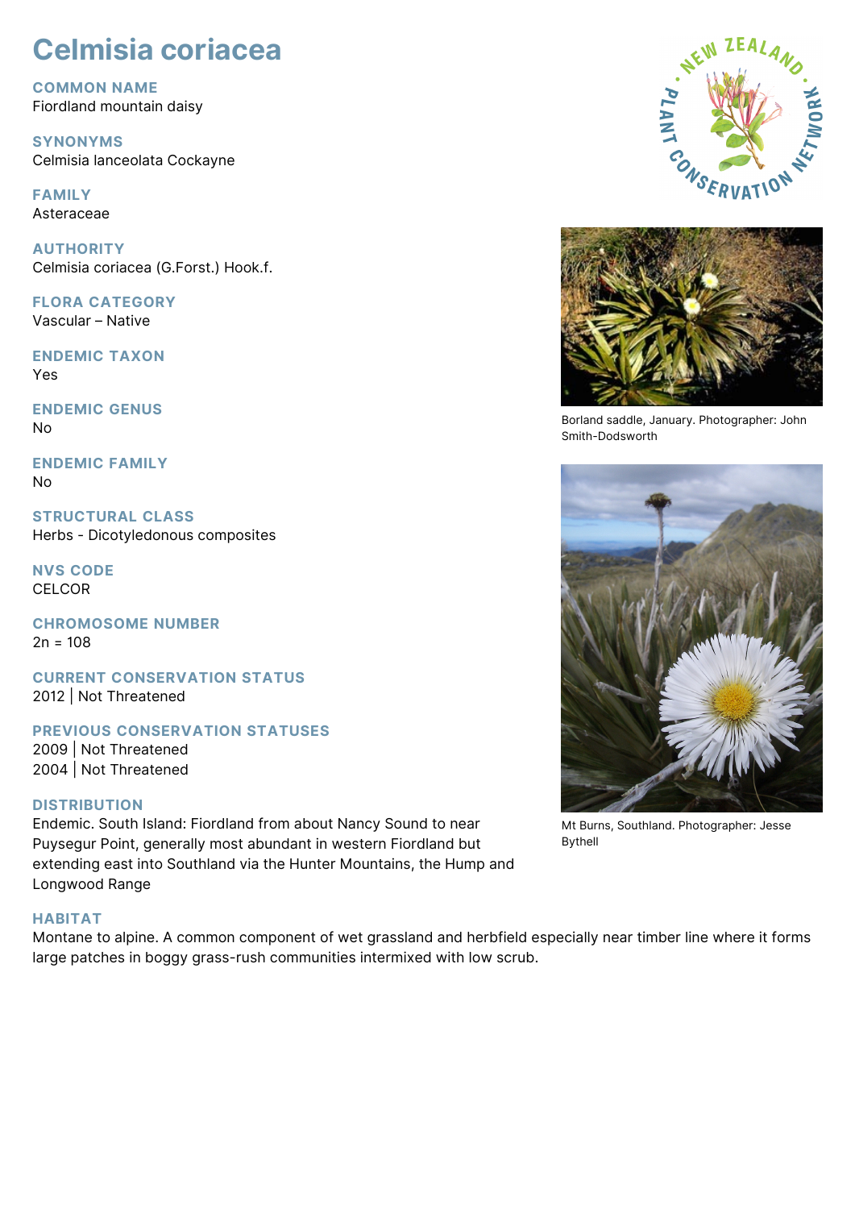# Celmisia coriacea

## COMMON NAME
Fiordland mountain daisy

## SYNONYMS
Celmisia lanceolata Cockayne

## FAMILY
Asteraceae

## AUTHORITY
Celmisia coriacea (G.Forst.) Hook.f.

## FLORA CATEGORY
Vascular – Native

## ENDEMIC TAXON
Yes

## ENDEMIC GENUS
No

## ENDEMIC FAMILY
No

## STRUCTURAL CLASS
Herbs - Dicotyledonous composites

## NVS CODE
CELCOR

## CHROMOSOME NUMBER
2n = 108

## CURRENT CONSERVATION STATUS
2012 | Not Threatened

## PREVIOUS CONSERVATION STATUSES
2009 | Not Threatened
2004 | Not Threatened

## DISTRIBUTION
Endemic. South Island: Fiordland from about Nancy Sound to near Puysegur Point, generally most abundant in western Fiordland but extending east into Southland via the Hunter Mountains, the Hump and Longwood Range

## HABITAT
Montane to alpine. A common component of wet grassland and herbfield especially near timber line where it forms large patches in boggy grass-rush communities intermixed with low scrub.

Borland saddle, January. Photographer: John Smith-Dodsworth

Mt Burns, Southland. Photographer: Jesse Bythell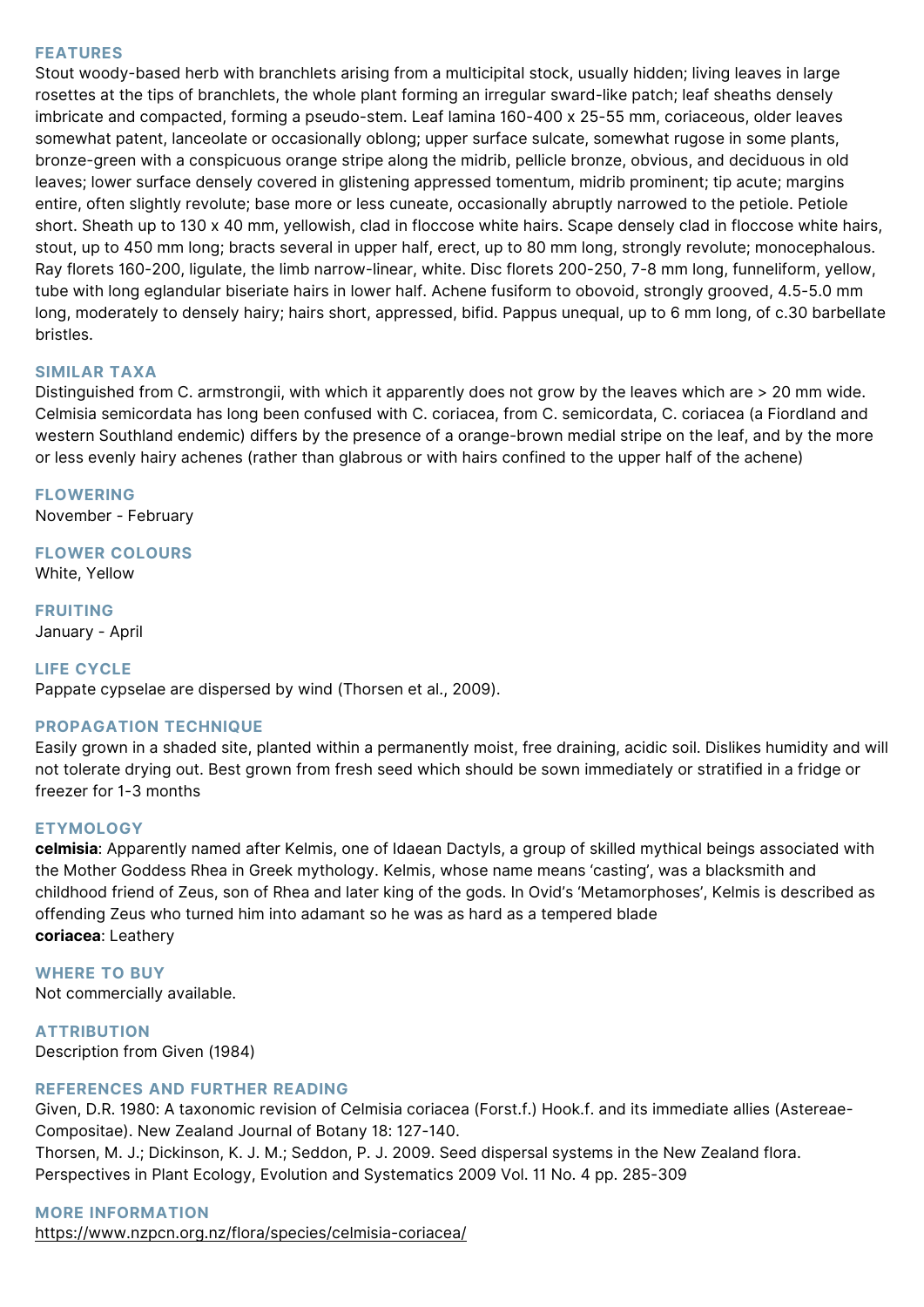## FEATURES

Stout woody-based herb with branchlets arising from a multicipital stock, usually hidden; living leaves in large rosettes at the tips of branchlets, the whole plant forming an irregular sward-like patch; leaf sheaths densely imbricate and compacted, forming a pseudo-stem. Leaf lamina 160-400 x 25-55 mm, coriaceous, older leaves somewhat patent, lanceolate or occasionally oblong; upper surface sulcate, somewhat rugose in some plants, bronze-green with a conspicuous orange stripe along the midrib, pellicle bronze, obvious, and deciduous in old leaves; lower surface densely covered in glistening appressed tomentum, midrib prominent; tip acute; margins entire, often slightly revolute; base more or less cuneate, occasionally abruptly narrowed to the petiole. Petiole short. Sheath up to 130 x 40 mm, yellowish, clad in floccose white hairs. Scape densely clad in floccose white hairs, stout, up to 450 mm long; bracts several in upper half, erect, up to 80 mm long, strongly revolute; monocephalous. Ray florets 160-200, ligulate, the limb narrow-linear, white. Disc florets 200-250, 7-8 mm long, funneliform, yellow, tube with long eglandular biseriate hairs in lower half. Achene fusiform to obovoid, strongly grooved, 4.5-5.0 mm long, moderately to densely hairy; hairs short, appressed, bifid. Pappus unequal, up to 6 mm long, of c.30 barbellate bristles.

## SIMILAR TAXA

Distinguished from C. armstrongii, with which it apparently does not grow by the leaves which are > 20 mm wide. Celmisia semicordata has long been confused with C. coriacea, from C. semicordata, C. coriacea (a Fiordland and western Southland endemic) differs by the presence of a orange-brown medial stripe on the leaf, and by the more or less evenly hairy achenes (rather than glabrous or with hairs confined to the upper half of the achene)

## FLOWERING

November - February

## FLOWER COLOURS

White, Yellow

## FRUITING

January - April

## LIFE CYCLE

Pappate cypselae are dispersed by wind (Thorsen et al., 2009).

## PROPAGATION TECHNIQUE

Easily grown in a shaded site, planted within a permanently moist, free draining, acidic soil. Dislikes humidity and will not tolerate drying out. Best grown from fresh seed which should be sown immediately or stratified in a fridge or freezer for 1-3 months

## ETYMOLOGY

**celmisia**: Apparently named after Kelmis, one of Idaean Dactyls, a group of skilled mythical beings associated with the Mother Goddess Rhea in Greek mythology. Kelmis, whose name means 'casting', was a blacksmith and childhood friend of Zeus, son of Rhea and later king of the gods. In Ovid's 'Metamorphoses', Kelmis is described as offending Zeus who turned him into adamant so he was as hard as a tempered blade
**coriacea**: Leathery

## WHERE TO BUY

Not commercially available.

## ATTRIBUTION

Description from Given (1984)

## REFERENCES AND FURTHER READING

Given, D.R. 1980: A taxonomic revision of Celmisia coriacea (Forst.f.) Hook.f. and its immediate allies (Astereae-Compositae). New Zealand Journal of Botany 18: 127-140.
Thorsen, M. J.; Dickinson, K. J. M.; Seddon, P. J. 2009. Seed dispersal systems in the New Zealand flora. Perspectives in Plant Ecology, Evolution and Systematics 2009 Vol. 11 No. 4 pp. 285-309

## MORE INFORMATION

https://www.nzpcn.org.nz/flora/species/celmisia-coriacea/